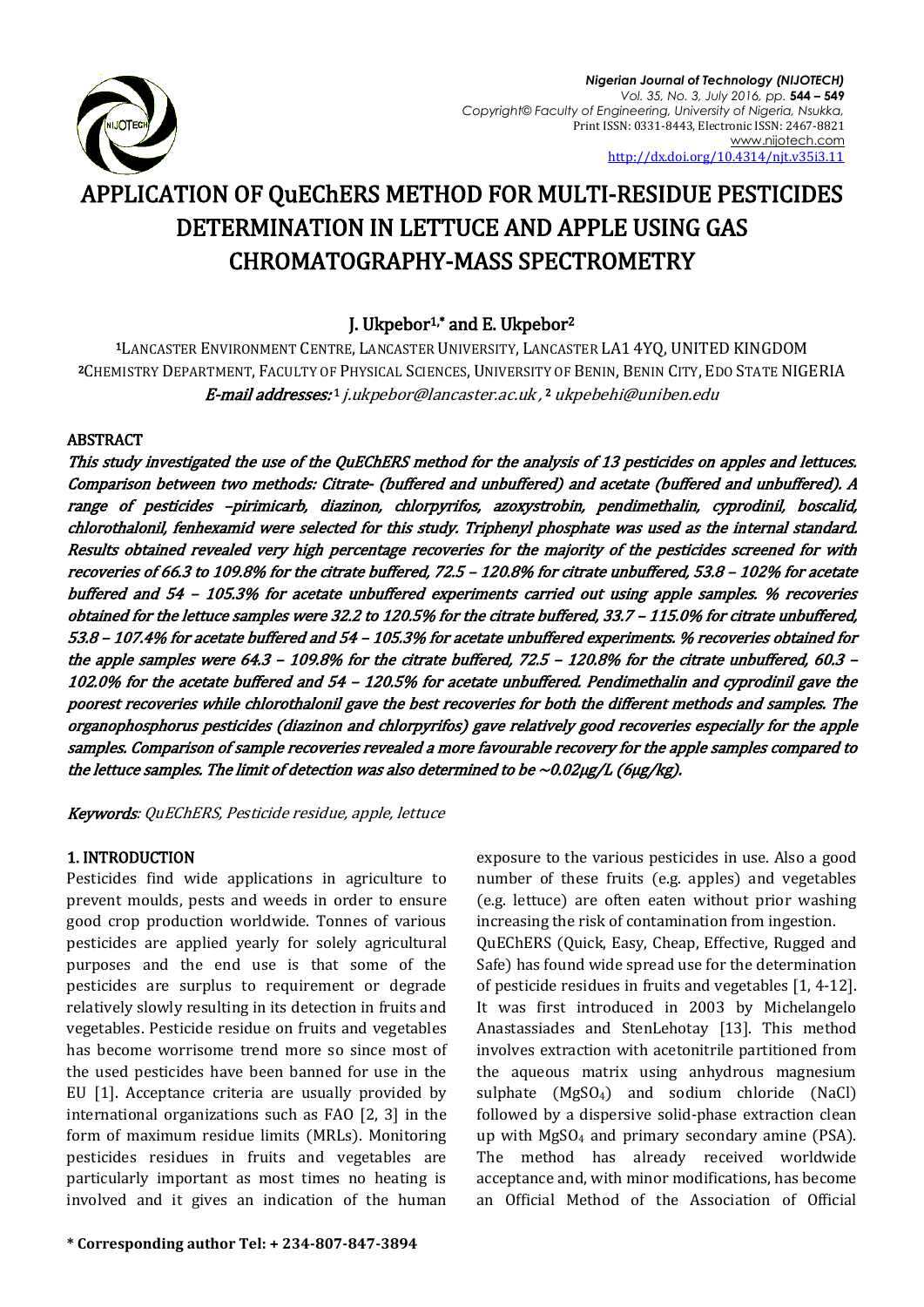# APPLICATION OF QuEChERS METHOD FOR MULTI-RESIDUE PESTICIDES DETERMINATION IN LETTUCE AND APPLE USING GAS CHROMATOGRAPHY-MASS SPECTROMETRY

**J. Ukpebor[1,*] and E. Ukpebor[2]**

[1]LANCASTER ENVIRONMENT CENTRE, LANCASTER UNIVERSITY, LANCASTER LA1 4YQ, UNITED KINGDOM
[2]CHEMISTRY DEPARTMENT, FACULTY OF PHYSICAL SCIENCES, UNIVERSITY OF BENIN, BENIN CITY, EDO STATE NIGERIA
***E-mail addresses:*** [1] *j.ukpebor@lancaster.ac.uk*, [2] *ukpebehi@uniben.edu*

## ABSTRACT

*This study investigated the use of the QuEChERS method for the analysis of 13 pesticides on apples and lettuces. Comparison between two methods: Citrate- (buffered and unbuffered) and acetate (buffered and unbuffered). A range of pesticides –pirimicarb, diazinon, chlorpyrifos, azoxystrobin, pendimethalin, cyprodinil, boscalid, chlorothalonil, fenhexamid were selected for this study. Triphenyl phosphate was used as the internal standard. Results obtained revealed very high percentage recoveries for the majority of the pesticides screened for with recoveries of 66.3 to 109.8% for the citrate buffered, 72.5 – 120.8% for citrate unbuffered, 53.8 – 102% for acetate buffered and 54 – 105.3% for acetate unbuffered experiments carried out using apple samples. % recoveries obtained for the lettuce samples were 32.2 to 120.5% for the citrate buffered, 33.7 – 115.0% for citrate unbuffered, 53.8 – 107.4% for acetate buffered and 54 – 105.3% for acetate unbuffered experiments. % recoveries obtained for the apple samples were 64.3 – 109.8% for the citrate buffered, 72.5 – 120.8% for the citrate unbuffered, 60.3 – 102.0% for the acetate buffered and 54 – 120.5% for acetate unbuffered. Pendimethalin and cyprodinil gave the poorest recoveries while chlorothalonil gave the best recoveries for both the different methods and samples. The organophosphorus pesticides (diazinon and chlorpyrifos) gave relatively good recoveries especially for the apple samples. Comparison of sample recoveries revealed a more favourable recovery for the apple samples compared to the lettuce samples. The limit of detection was also determined to be ~0.02μg/L (6μg/kg).*

***Keywords****: QuEChERS, Pesticide residue, apple, lettuce*

## 1. INTRODUCTION

Pesticides find wide applications in agriculture to prevent moulds, pests and weeds in order to ensure good crop production worldwide. Tonnes of various pesticides are applied yearly for solely agricultural purposes and the end use is that some of the pesticides are surplus to requirement or degrade relatively slowly resulting in its detection in fruits and vegetables. Pesticide residue on fruits and vegetables has become worrisome trend more so since most of the used pesticides have been banned for use in the EU [1]. Acceptance criteria are usually provided by international organizations such as FAO [2, 3] in the form of maximum residue limits (MRLs). Monitoring pesticides residues in fruits and vegetables are particularly important as most times no heating is involved and it gives an indication of the human exposure to the various pesticides in use. Also a good number of these fruits (e.g. apples) and vegetables (e.g. lettuce) are often eaten without prior washing increasing the risk of contamination from ingestion.

QuEChERS (Quick, Easy, Cheap, Effective, Rugged and Safe) has found wide spread use for the determination of pesticide residues in fruits and vegetables [1, 4-12]. It was first introduced in 2003 by Michelangelo Anastassiades and StenLehotay [13]. This method involves extraction with acetonitrile partitioned from the aqueous matrix using anhydrous magnesium sulphate ($MgSO_4$) and sodium chloride (NaCl) followed by a dispersive solid-phase extraction clean up with $MgSO_4$ and primary secondary amine (PSA). The method has already received worldwide acceptance and, with minor modifications, has become an Official Method of the Association of Official

**\* Corresponding author Tel: + 234-807-847-3894**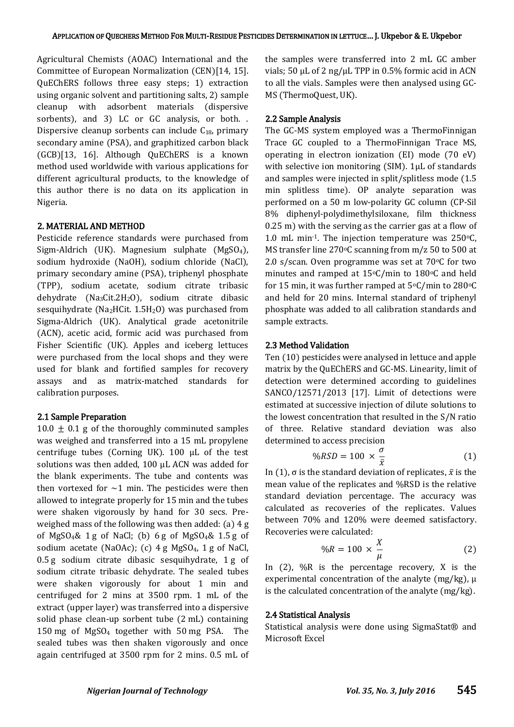Agricultural Chemists (AOAC) International and the Committee of European Normalization (CEN)[14, 15]. QuEChERS follows three easy steps; 1) extraction using organic solvent and partitioning salts, 2) sample cleanup with adsorbent materials (dispersive sorbents), and 3) LC or GC analysis, or both. . Dispersive cleanup sorbents can include $C_{18}$, primary secondary amine (PSA), and graphitized carbon black (GCB)[13, 16]. Although QuEChERS is a known method used worldwide with various applications for different agricultural products, to the knowledge of this author there is no data on its application in Nigeria.

## 2. MATERIAL AND METHOD

Pesticide reference standards were purchased from Sigm-Aldrich (UK). Magnesium sulphate ($MgSO_4$), sodium hydroxide (NaOH), sodium chloride (NaCl), primary secondary amine (PSA), triphenyl phosphate (TPP), sodium acetate, sodium citrate tribasic dehydrate ($Na_3Cit.2H_2O$), sodium citrate dibasic sesquihydrate ($Na_2HCit.\ 1.5H_2O$) was purchased from Sigma-Aldrich (UK). Analytical grade acetonitrile (ACN), acetic acid, formic acid was purchased from Fisher Scientific (UK). Apples and iceberg lettuces were purchased from the local shops and they were used for blank and fortified samples for recovery assays and as matrix-matched standards for calibration purposes.

### 2.1 Sample Preparation

$10.0 \pm 0.1$ g of the thoroughly comminuted samples was weighed and transferred into a 15 mL propylene centrifuge tubes (Corning UK). 100 µL of the test solutions was then added, 100 µL ACN was added for the blank experiments. The tube and contents was then vortexed for ~1 min. The pesticides were then allowed to integrate properly for 15 min and the tubes were shaken vigorously by hand for 30 secs. Pre-weighed mass of the following was then added: (a) 4 g of $MgSO_4$& 1 g of NaCl; (b) 6 g of $MgSO_4$& 1.5 g of sodium acetate (NaOAc); (c) 4 g $MgSO_4$, 1 g of NaCl, 0.5 g sodium citrate dibasic sesquihydrate, 1 g of sodium citrate tribasic dehydrate. The sealed tubes were shaken vigorously for about 1 min and centrifuged for 2 mins at 3500 rpm. 1 mL of the extract (upper layer) was transferred into a dispersive solid phase clean-up sorbent tube (2 mL) containing 150 mg of $MgSO_4$ together with 50 mg PSA. The sealed tubes was then shaken vigorously and once again centrifuged at 3500 rpm for 2 mins. 0.5 mL of the samples were transferred into 2 mL GC amber vials; 50 µL of 2 ng/µL TPP in 0.5% formic acid in ACN to all the vials. Samples were then analysed using GC-MS (ThermoQuest, UK).

### 2.2 Sample Analysis

The GC-MS system employed was a ThermoFinnigan Trace GC coupled to a ThermoFinnigan Trace MS, operating in electron ionization (EI) mode (70 eV) with selective ion monitoring (SIM). 1µL of standards and samples were injected in split/splitless mode (1.5 min splitless time). OP analyte separation was performed on a 50 m low-polarity GC column (CP-Sil 8% diphenyl-polydimethylsiloxane, film thickness 0.25 m) with the serving as the carrier gas at a flow of 1.0 mL $min^{-1}$. The injection temperature was 250°C, MS transfer line 270°C scanning from m/z 50 to 500 at 2.0 s/scan. Oven programme was set at 70°C for two minutes and ramped at 15°C/min to 180°C and held for 15 min, it was further ramped at 5°C/min to 280°C and held for 20 mins. Internal standard of triphenyl phosphate was added to all calibration standards and sample extracts.

### 2.3 Method Validation

Ten (10) pesticides were analysed in lettuce and apple matrix by the QuEChERS and GC-MS. Linearity, limit of detection were determined according to guidelines SANCO/12571/2013 [17]. Limit of detections were estimated at successive injection of dilute solutions to the lowest concentration that resulted in the S/N ratio of three. Relative standard deviation was also determined to access precision

$$\%RSD = 100 \times \frac{\sigma}{\bar{x}} \qquad (1)$$

In (1), σ is the standard deviation of replicates, $\bar{x}$ is the mean value of the replicates and %RSD is the relative standard deviation percentage. The accuracy was calculated as recoveries of the replicates. Values between 70% and 120% were deemed satisfactory. Recoveries were calculated:

$$\%R = 100 \times \frac{X}{\mu} \qquad (2)$$

In (2), %R is the percentage recovery, X is the experimental concentration of the analyte (mg/kg), µ is the calculated concentration of the analyte (mg/kg).

### 2.4 Statistical Analysis

Statistical analysis were done using SigmaStat® and Microsoft Excel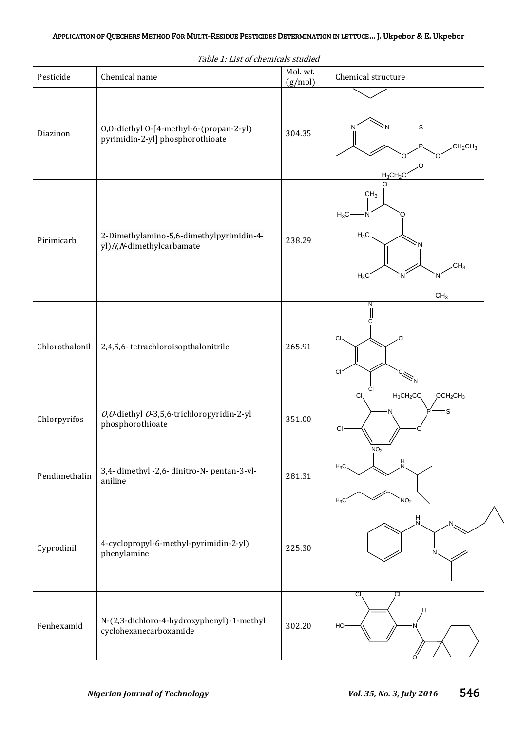Table 1: List of chemicals studied

| Pesticide | Chemical name | Mol. wt. (g/mol) | Chemical structure |
|---|---|---|---|
| Diazinon | O,O-diethyl O-[4-methyl-6-(propan-2-yl) pyrimidin-2-yl] phosphorothioate | 304.35 | |
| Pirimicarb | 2-Dimethylamino-5,6-dimethylpyrimidin-4-yl)*N,N*-dimethylcarbamate | 238.29 | |
| Chlorothalonil | 2,4,5,6- tetrachloroisopthalonitrile | 265.91 | |
| Chlorpyrifos | *O,O*-diethyl *O*-3,5,6-trichloropyridin-2-yl phosphorothioate | 351.00 | |
| Pendimethalin | 3,4- dimethyl -2,6- dinitro-N- pentan-3-yl-aniline | 281.31 | |
| Cyprodinil | 4-cyclopropyl-6-methyl-pyrimidin-2-yl) phenylamine | 225.30 | |
| Fenhexamid | N-(2,3-dichloro-4-hydroxyphenyl)-1-methyl cyclohexanecarboxamide | 302.20 | |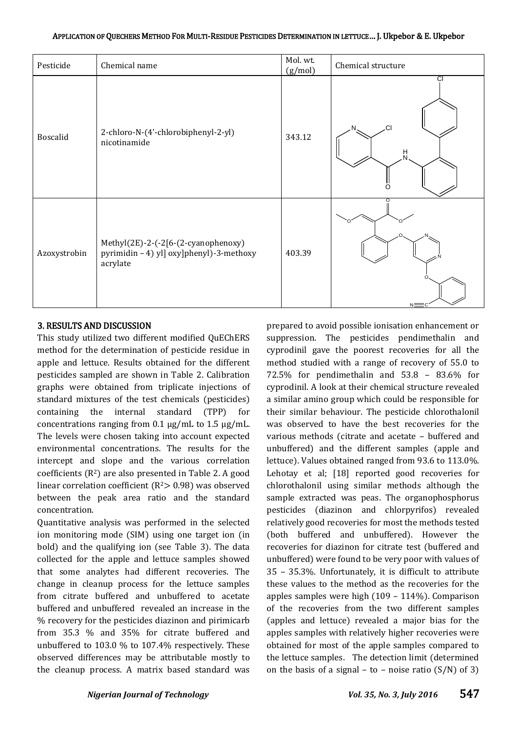| Pesticide | Chemical name | Mol. wt. (g/mol) | Chemical structure |
|---|---|---|---|
| Boscalid | 2-chloro-N-(4'-chlorobiphenyl-2-yl) nicotinamide | 343.12 | |
| Azoxystrobin | Methyl(2E)-2-(-2[6-(2-cyanophenoxy) pyrimidin – 4) yl] oxy]phenyl)-3-methoxy acrylate | 403.39 | |

### 3. RESULTS AND DISCUSSION

This study utilized two different modified QuEChERS method for the determination of pesticide residue in apple and lettuce. Results obtained for the different pesticides sampled are shown in Table 2. Calibration graphs were obtained from triplicate injections of standard mixtures of the test chemicals (pesticides) containing the internal standard (TPP) for concentrations ranging from 0.1 µg/mL to 1.5 µg/mL. The levels were chosen taking into account expected environmental concentrations. The results for the intercept and slope and the various correlation coefficients ($R^2$) are also presented in Table 2. A good linear correlation coefficient ($R^2 > 0.98$) was observed between the peak area ratio and the standard concentration.

Quantitative analysis was performed in the selected ion monitoring mode (SIM) using one target ion (in bold) and the qualifying ion (see Table 3). The data collected for the apple and lettuce samples showed that some analytes had different recoveries. The change in cleanup process for the lettuce samples from citrate buffered and unbuffered to acetate buffered and unbuffered revealed an increase in the % recovery for the pesticides diazinon and pirimicarb from 35.3 % and 35% for citrate buffered and unbuffered to 103.0 % to 107.4% respectively. These observed differences may be attributable mostly to the cleanup process. A matrix based standard was prepared to avoid possible ionisation enhancement or suppression. The pesticides pendimethalin and cyprodinil gave the poorest recoveries for all the method studied with a range of recovery of 55.0 to 72.5% for pendimethalin and 53.8 – 83.6% for cyprodinil. A look at their chemical structure revealed a similar amino group which could be responsible for their similar behaviour. The pesticide chlorothalonil was observed to have the best recoveries for the various methods (citrate and acetate – buffered and unbuffered) and the different samples (apple and lettuce). Values obtained ranged from 93.6 to 113.0%. Lehotay et al; [18] reported good recoveries for chlorothalonil using similar methods although the sample extracted was peas. The organophosphorus pesticides (diazinon and chlorpyrifos) revealed relatively good recoveries for most the methods tested (both buffered and unbuffered). However the recoveries for diazinon for citrate test (buffered and unbuffered) were found to be very poor with values of 35 – 35.3%. Unfortunately, it is difficult to attribute these values to the method as the recoveries for the apples samples were high (109 – 114%). Comparison of the recoveries from the two different samples (apples and lettuce) revealed a major bias for the apples samples with relatively higher recoveries were obtained for most of the apple samples compared to the lettuce samples. The detection limit (determined on the basis of a signal – to – noise ratio (S/N) of 3)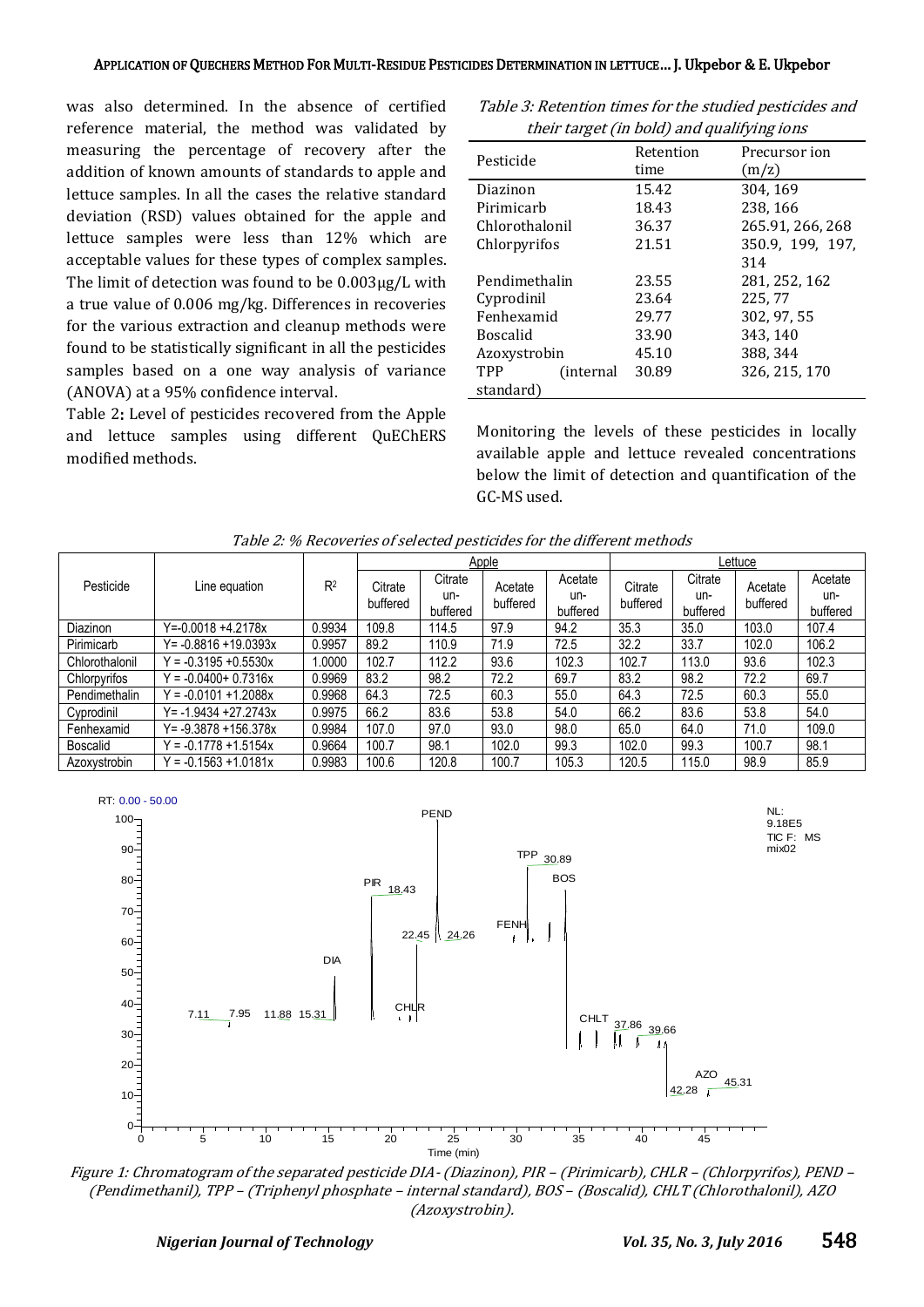was also determined. In the absence of certified reference material, the method was validated by measuring the percentage of recovery after the addition of known amounts of standards to apple and lettuce samples. In all the cases the relative standard deviation (RSD) values obtained for the apple and lettuce samples were less than 12% which are acceptable values for these types of complex samples. The limit of detection was found to be 0.003μg/L with a true value of 0.006 mg/kg. Differences in recoveries for the various extraction and cleanup methods were found to be statistically significant in all the pesticides samples based on a one way analysis of variance (ANOVA) at a 95% confidence interval.

Table 2**:** Level of pesticides recovered from the Apple and lettuce samples using different QuEChERS modified methods.

*Table 3: Retention times for the studied pesticides and their target (in bold) and qualifying ions*

| Pesticide | Retention time | Precursor ion (m/z) |
|---|---|---|
| Diazinon | 15.42 | 304, 169 |
| Pirimicarb | 18.43 | 238, 166 |
| Chlorothalonil | 36.37 | 265.91, 266, 268 |
| Chlorpyrifos | 21.51 | 350.9, 199, 197, 314 |
| Pendimethalin | 23.55 | 281, 252, 162 |
| Cyprodinil | 23.64 | 225, 77 |
| Fenhexamid | 29.77 | 302, 97, 55 |
| Boscalid | 33.90 | 343, 140 |
| Azoxystrobin | 45.10 | 388, 344 |
| TPP (internal standard) | 30.89 | 326, 215, 170 |

Monitoring the levels of these pesticides in locally available apple and lettuce revealed concentrations below the limit of detection and quantification of the GC-MS used.

*Table 2: % Recoveries of selected pesticides for the different methods*

| Pesticide | Line equation | $R^2$ | Apple | | | | Lettuce | | | |
|---|---|---|---|---|---|---|---|---|---|---|
| | | | Citrate buffered | Citrate un-buffered | Acetate buffered | Acetate un-buffered | Citrate buffered | Citrate un-buffered | Acetate buffered | Acetate un-buffered |
| Diazinon | Y=-0.0018 +4.2178x | 0.9934 | 109.8 | 114.5 | 97.9 | 94.2 | 35.3 | 35.0 | 103.0 | 107.4 |
| Pirimicarb | Y= -0.8816 +19.0393x | 0.9957 | 89.2 | 110.9 | 71.9 | 72.5 | 32.2 | 33.7 | 102.0 | 106.2 |
| Chlorothalonil | Y = -0.3195 +0.5530x | 1.0000 | 102.7 | 112.2 | 93.6 | 102.3 | 102.7 | 113.0 | 93.6 | 102.3 |
| Chlorpyrifos | Y = -0.0400+ 0.7316x | 0.9969 | 83.2 | 98.2 | 72.2 | 69.7 | 83.2 | 98.2 | 72.2 | 69.7 |
| Pendimethalin | Y = -0.0101 +1.2088x | 0.9968 | 64.3 | 72.5 | 60.3 | 55.0 | 64.3 | 72.5 | 60.3 | 55.0 |
| Cyprodinil | Y= -1.9434 +27.2743x | 0.9975 | 66.2 | 83.6 | 53.8 | 54.0 | 66.2 | 83.6 | 53.8 | 54.0 |
| Fenhexamid | Y= -9.3878 +156.378x | 0.9984 | 107.0 | 97.0 | 93.0 | 98.0 | 65.0 | 64.0 | 71.0 | 109.0 |
| Boscalid | Y = -0.1778 +1.5154x | 0.9664 | 100.7 | 98.1 | 102.0 | 99.3 | 102.0 | 99.3 | 100.7 | 98.1 |
| Azoxystrobin | Y = -0.1563 +1.0181x | 0.9983 | 100.6 | 120.8 | 100.7 | 105.3 | 120.5 | 115.0 | 98.9 | 85.9 |

*Figure 1: Chromatogram of the separated pesticide DIA - (Diazinon), PIR – (Pirimicarb), CHLR – (Chlorpyrifos), PEND – (Pendimethanil), TPP – (Triphenyl phosphate – internal standard), BOS – (Boscalid), CHLT (Chlorothalonil), AZO (Azoxystrobin).*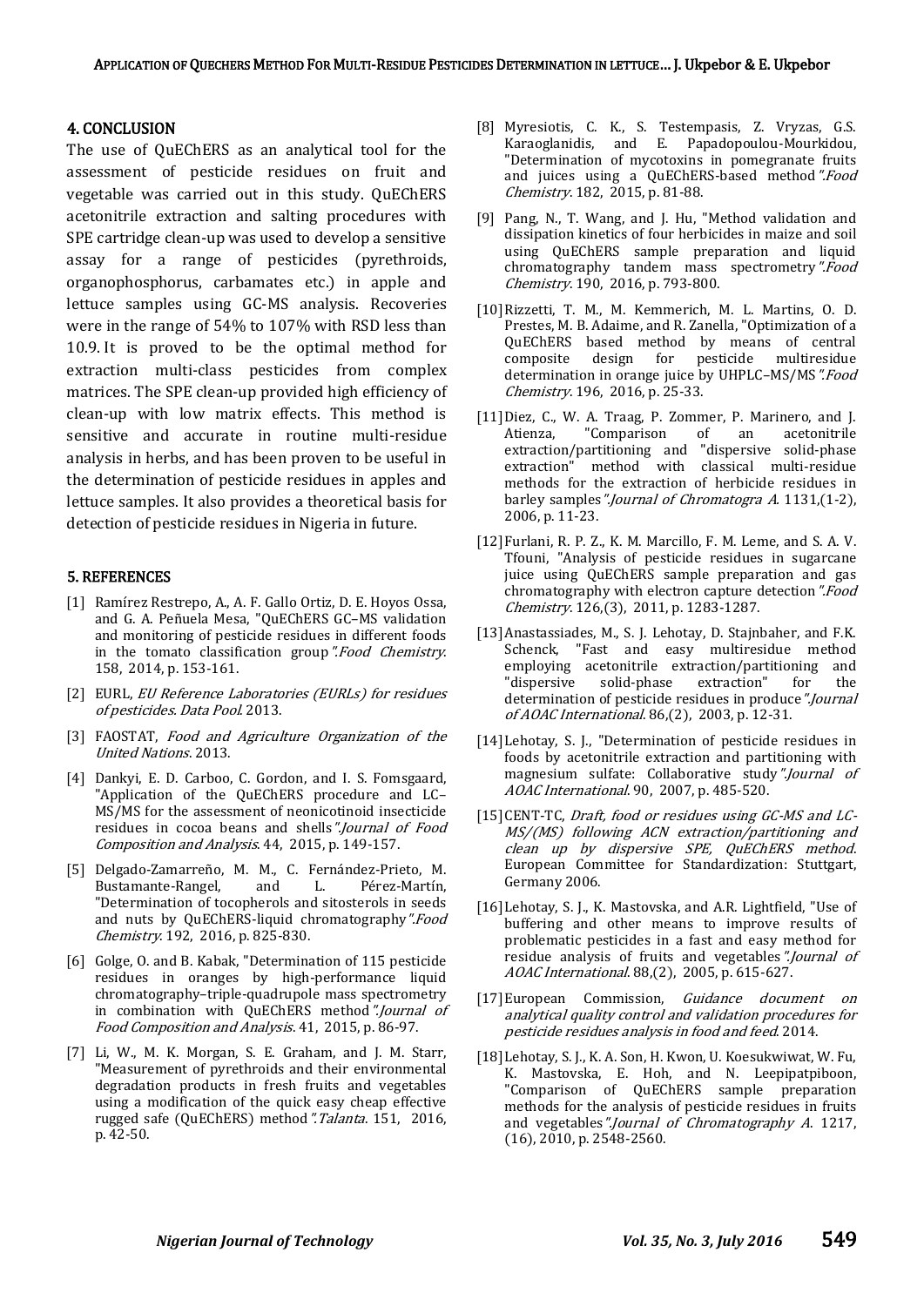## 4. CONCLUSION

The use of QuEChERS as an analytical tool for the assessment of pesticide residues on fruit and vegetable was carried out in this study. QuEChERS acetonitrile extraction and salting procedures with SPE cartridge clean-up was used to develop a sensitive assay for a range of pesticides (pyrethroids, organophosphorus, carbamates etc.) in apple and lettuce samples using GC-MS analysis. Recoveries were in the range of 54% to 107% with RSD less than 10.9. It is proved to be the optimal method for extraction multi-class pesticides from complex matrices. The SPE clean-up provided high efficiency of clean-up with low matrix effects. This method is sensitive and accurate in routine multi-residue analysis in herbs, and has been proven to be useful in the determination of pesticide residues in apples and lettuce samples. It also provides a theoretical basis for detection of pesticide residues in Nigeria in future.

## 5. REFERENCES

[1] Ramírez Restrepo, A., A. F. Gallo Ortiz, D. E. Hoyos Ossa, and G. A. Peñuela Mesa, "QuEChERS GC–MS validation and monitoring of pesticide residues in different foods in the tomato classification group*".Food Chemistry*. 158, 2014, p. 153-161.

[2] EURL, *EU Reference Laboratories (EURLs) for residues of pesticides. Data Pool*. 2013.

[3] FAOSTAT, *Food and Agriculture Organization of the United Nations*. 2013.

[4] Dankyi, E. D. Carboo, C. Gordon, and I. S. Fomsgaard, "Application of the QuEChERS procedure and LC–MS/MS for the assessment of neonicotinoid insecticide residues in cocoa beans and shells*".Journal of Food Composition and Analysis*. 44, 2015, p. 149-157.

[5] Delgado-Zamarreño, M. M., C. Fernández-Prieto, M. Bustamante-Rangel, and L. Pérez-Martín, "Determination of tocopherols and sitosterols in seeds and nuts by QuEChERS-liquid chromatography*".Food Chemistry*. 192, 2016, p. 825-830.

[6] Golge, O. and B. Kabak, "Determination of 115 pesticide residues in oranges by high-performance liquid chromatography–triple-quadrupole mass spectrometry in combination with QuEChERS method*".Journal of Food Composition and Analysis*. 41, 2015, p. 86-97.

[7] Li, W., M. K. Morgan, S. E. Graham, and J. M. Starr, "Measurement of pyrethroids and their environmental degradation products in fresh fruits and vegetables using a modification of the quick easy cheap effective rugged safe (QuEChERS) method*".Talanta*. 151, 2016, p. 42-50.

[8] Myresiotis, C. K., S. Testempasis, Z. Vryzas, G.S. Karaoglanidis, and E. Papadopoulou-Mourkidou, "Determination of mycotoxins in pomegranate fruits and juices using a QuEChERS-based method*".Food Chemistry*. 182, 2015, p. 81-88.

[9] Pang, N., T. Wang, and J. Hu, "Method validation and dissipation kinetics of four herbicides in maize and soil using QuEChERS sample preparation and liquid chromatography tandem mass spectrometry*".Food Chemistry*. 190, 2016, p. 793-800.

[10] Rizzetti, T. M., M. Kemmerich, M. L. Martins, O. D. Prestes, M. B. Adaime, and R. Zanella, "Optimization of a QuEChERS based method by means of central composite design for pesticide multiresidue determination in orange juice by UHPLC–MS/MS*".Food Chemistry*. 196, 2016, p. 25-33.

[11] Diez, C., W. A. Traag, P. Zommer, P. Marinero, and J. Atienza, "Comparison of an acetonitrile extraction/partitioning and "dispersive solid-phase extraction" method with classical multi-residue methods for the extraction of herbicide residues in barley samples*".Journal of Chromatogra A*. 1131,(1-2), 2006, p. 11-23.

[12] Furlani, R. P. Z., K. M. Marcillo, F. M. Leme, and S. A. V. Tfouni, "Analysis of pesticide residues in sugarcane juice using QuEChERS sample preparation and gas chromatography with electron capture detection*".Food Chemistry*. 126,(3), 2011, p. 1283-1287.

[13] Anastassiades, M., S. J. Lehotay, D. Stajnbaher, and F.K. Schenck, "Fast and easy multiresidue method employing acetonitrile extraction/partitioning and "dispersive solid-phase extraction" for the determination of pesticide residues in produce*".Journal of AOAC International*. 86,(2), 2003, p. 12-31.

[14] Lehotay, S. J., "Determination of pesticide residues in foods by acetonitrile extraction and partitioning with magnesium sulfate: Collaborative study*".Journal of AOAC International*. 90, 2007, p. 485-520.

[15] CENT-TC, *Draft, food or residues using GC-MS and LC-MS/(MS) following ACN extraction/partitioning and clean up by dispersive SPE, QuEChERS method*. European Committee for Standardization: Stuttgart, Germany 2006.

[16] Lehotay, S. J., K. Mastovska, and A.R. Lightfield, "Use of buffering and other means to improve results of problematic pesticides in a fast and easy method for residue analysis of fruits and vegetables*".Journal of AOAC International*. 88,(2), 2005, p. 615-627.

[17] European Commission, *Guidance document on analytical quality control and validation procedures for pesticide residues analysis in food and feed*. 2014.

[18] Lehotay, S. J., K. A. Son, H. Kwon, U. Koesukwiwat, W. Fu, K. Mastovska, E. Hoh, and N. Leepipatpiboon, "Comparison of QuEChERS sample preparation methods for the analysis of pesticide residues in fruits and vegetables*".Journal of Chromatography A*. 1217, (16), 2010, p. 2548-2560.